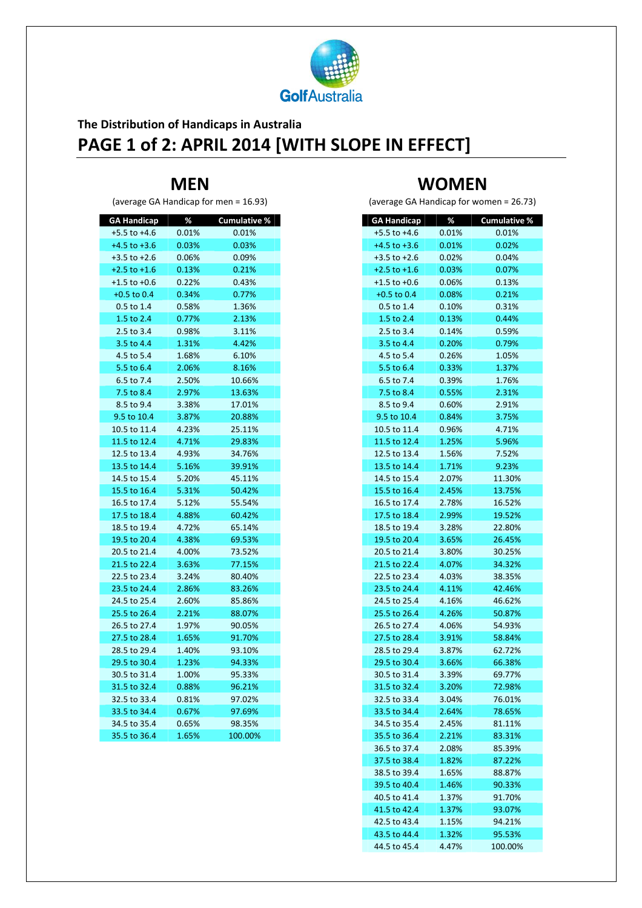GolfAustralia

## The Distribution of Handicaps in Australia

# PAGE 1 of 2: APRIL 2014 [WITH SLOPE IN EFFECT]

## MEN

(average GA Handicap for men = 16.93)

| GA Handicap | % | Cumulative % |
|---|---|---|
| +5.5 to +4.6 | 0.01% | 0.01% |
| +4.5 to +3.6 | 0.03% | 0.03% |
| +3.5 to +2.6 | 0.06% | 0.09% |
| +2.5 to +1.6 | 0.13% | 0.21% |
| +1.5 to +0.6 | 0.22% | 0.43% |
| +0.5 to 0.4 | 0.34% | 0.77% |
| 0.5 to 1.4 | 0.58% | 1.36% |
| 1.5 to 2.4 | 0.77% | 2.13% |
| 2.5 to 3.4 | 0.98% | 3.11% |
| 3.5 to 4.4 | 1.31% | 4.42% |
| 4.5 to 5.4 | 1.68% | 6.10% |
| 5.5 to 6.4 | 2.06% | 8.16% |
| 6.5 to 7.4 | 2.50% | 10.66% |
| 7.5 to 8.4 | 2.97% | 13.63% |
| 8.5 to 9.4 | 3.38% | 17.01% |
| 9.5 to 10.4 | 3.87% | 20.88% |
| 10.5 to 11.4 | 4.23% | 25.11% |
| 11.5 to 12.4 | 4.71% | 29.83% |
| 12.5 to 13.4 | 4.93% | 34.76% |
| 13.5 to 14.4 | 5.16% | 39.91% |
| 14.5 to 15.4 | 5.20% | 45.11% |
| 15.5 to 16.4 | 5.31% | 50.42% |
| 16.5 to 17.4 | 5.12% | 55.54% |
| 17.5 to 18.4 | 4.88% | 60.42% |
| 18.5 to 19.4 | 4.72% | 65.14% |
| 19.5 to 20.4 | 4.38% | 69.53% |
| 20.5 to 21.4 | 4.00% | 73.52% |
| 21.5 to 22.4 | 3.63% | 77.15% |
| 22.5 to 23.4 | 3.24% | 80.40% |
| 23.5 to 24.4 | 2.86% | 83.26% |
| 24.5 to 25.4 | 2.60% | 85.86% |
| 25.5 to 26.4 | 2.21% | 88.07% |
| 26.5 to 27.4 | 1.97% | 90.05% |
| 27.5 to 28.4 | 1.65% | 91.70% |
| 28.5 to 29.4 | 1.40% | 93.10% |
| 29.5 to 30.4 | 1.23% | 94.33% |
| 30.5 to 31.4 | 1.00% | 95.33% |
| 31.5 to 32.4 | 0.88% | 96.21% |
| 32.5 to 33.4 | 0.81% | 97.02% |
| 33.5 to 34.4 | 0.67% | 97.69% |
| 34.5 to 35.4 | 0.65% | 98.35% |
| 35.5 to 36.4 | 1.65% | 100.00% |

## WOMEN

(average GA Handicap for women = 26.73)

| GA Handicap | % | Cumulative % |
|---|---|---|
| +5.5 to +4.6 | 0.01% | 0.01% |
| +4.5 to +3.6 | 0.01% | 0.02% |
| +3.5 to +2.6 | 0.02% | 0.04% |
| +2.5 to +1.6 | 0.03% | 0.07% |
| +1.5 to +0.6 | 0.06% | 0.13% |
| +0.5 to 0.4 | 0.08% | 0.21% |
| 0.5 to 1.4 | 0.10% | 0.31% |
| 1.5 to 2.4 | 0.13% | 0.44% |
| 2.5 to 3.4 | 0.14% | 0.59% |
| 3.5 to 4.4 | 0.20% | 0.79% |
| 4.5 to 5.4 | 0.26% | 1.05% |
| 5.5 to 6.4 | 0.33% | 1.37% |
| 6.5 to 7.4 | 0.39% | 1.76% |
| 7.5 to 8.4 | 0.55% | 2.31% |
| 8.5 to 9.4 | 0.60% | 2.91% |
| 9.5 to 10.4 | 0.84% | 3.75% |
| 10.5 to 11.4 | 0.96% | 4.71% |
| 11.5 to 12.4 | 1.25% | 5.96% |
| 12.5 to 13.4 | 1.56% | 7.52% |
| 13.5 to 14.4 | 1.71% | 9.23% |
| 14.5 to 15.4 | 2.07% | 11.30% |
| 15.5 to 16.4 | 2.45% | 13.75% |
| 16.5 to 17.4 | 2.78% | 16.52% |
| 17.5 to 18.4 | 2.99% | 19.52% |
| 18.5 to 19.4 | 3.28% | 22.80% |
| 19.5 to 20.4 | 3.65% | 26.45% |
| 20.5 to 21.4 | 3.80% | 30.25% |
| 21.5 to 22.4 | 4.07% | 34.32% |
| 22.5 to 23.4 | 4.03% | 38.35% |
| 23.5 to 24.4 | 4.11% | 42.46% |
| 24.5 to 25.4 | 4.16% | 46.62% |
| 25.5 to 26.4 | 4.26% | 50.87% |
| 26.5 to 27.4 | 4.06% | 54.93% |
| 27.5 to 28.4 | 3.91% | 58.84% |
| 28.5 to 29.4 | 3.87% | 62.72% |
| 29.5 to 30.4 | 3.66% | 66.38% |
| 30.5 to 31.4 | 3.39% | 69.77% |
| 31.5 to 32.4 | 3.20% | 72.98% |
| 32.5 to 33.4 | 3.04% | 76.01% |
| 33.5 to 34.4 | 2.64% | 78.65% |
| 34.5 to 35.4 | 2.45% | 81.11% |
| 35.5 to 36.4 | 2.21% | 83.31% |
| 36.5 to 37.4 | 2.08% | 85.39% |
| 37.5 to 38.4 | 1.82% | 87.22% |
| 38.5 to 39.4 | 1.65% | 88.87% |
| 39.5 to 40.4 | 1.46% | 90.33% |
| 40.5 to 41.4 | 1.37% | 91.70% |
| 41.5 to 42.4 | 1.37% | 93.07% |
| 42.5 to 43.4 | 1.15% | 94.21% |
| 43.5 to 44.4 | 1.32% | 95.53% |
| 44.5 to 45.4 | 4.47% | 100.00% |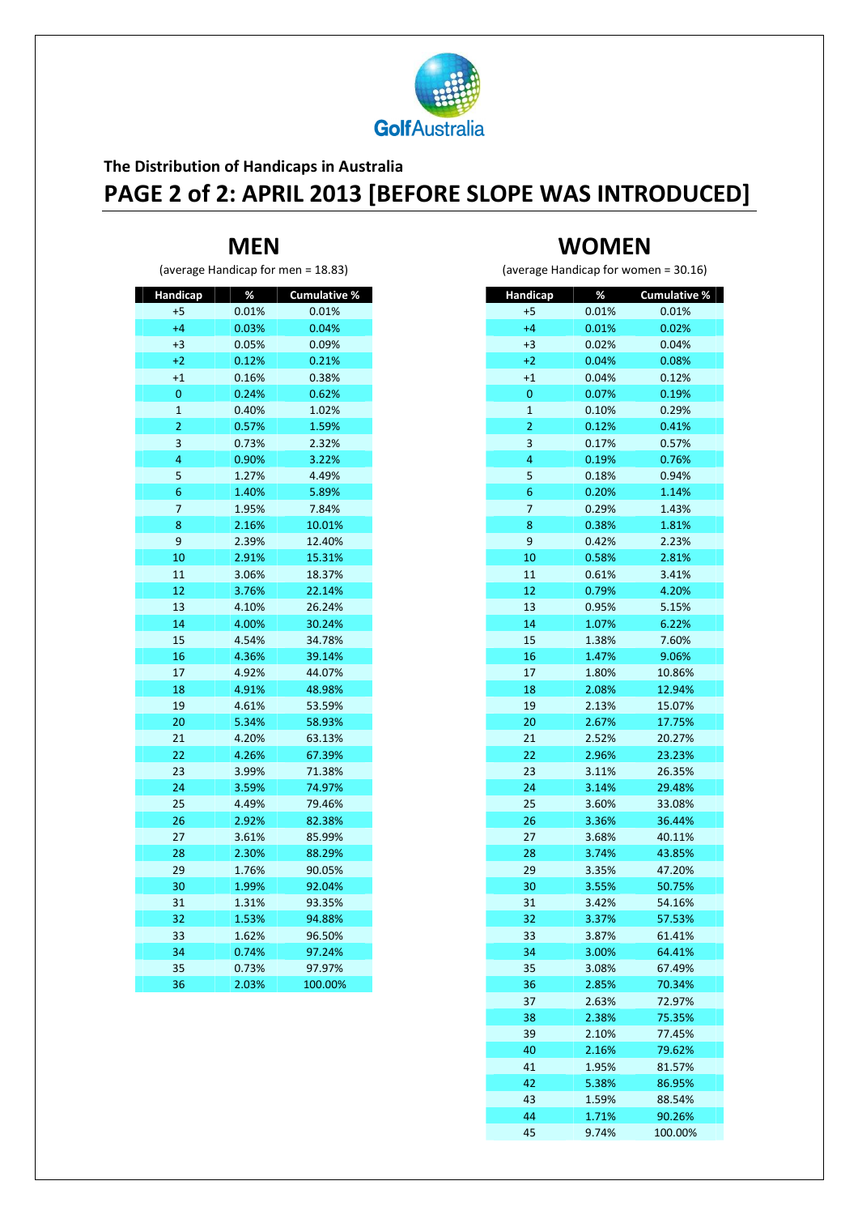GolfAustralia

The Distribution of Handicaps in Australia

# PAGE 2 of 2: APRIL 2013 [BEFORE SLOPE WAS INTRODUCED]

## MEN

(average Handicap for men = 18.83)

| Handicap | % | Cumulative % |
|---|---|---|
| +5 | 0.01% | 0.01% |
| +4 | 0.03% | 0.04% |
| +3 | 0.05% | 0.09% |
| +2 | 0.12% | 0.21% |
| +1 | 0.16% | 0.38% |
| 0 | 0.24% | 0.62% |
| 1 | 0.40% | 1.02% |
| 2 | 0.57% | 1.59% |
| 3 | 0.73% | 2.32% |
| 4 | 0.90% | 3.22% |
| 5 | 1.27% | 4.49% |
| 6 | 1.40% | 5.89% |
| 7 | 1.95% | 7.84% |
| 8 | 2.16% | 10.01% |
| 9 | 2.39% | 12.40% |
| 10 | 2.91% | 15.31% |
| 11 | 3.06% | 18.37% |
| 12 | 3.76% | 22.14% |
| 13 | 4.10% | 26.24% |
| 14 | 4.00% | 30.24% |
| 15 | 4.54% | 34.78% |
| 16 | 4.36% | 39.14% |
| 17 | 4.92% | 44.07% |
| 18 | 4.91% | 48.98% |
| 19 | 4.61% | 53.59% |
| 20 | 5.34% | 58.93% |
| 21 | 4.20% | 63.13% |
| 22 | 4.26% | 67.39% |
| 23 | 3.99% | 71.38% |
| 24 | 3.59% | 74.97% |
| 25 | 4.49% | 79.46% |
| 26 | 2.92% | 82.38% |
| 27 | 3.61% | 85.99% |
| 28 | 2.30% | 88.29% |
| 29 | 1.76% | 90.05% |
| 30 | 1.99% | 92.04% |
| 31 | 1.31% | 93.35% |
| 32 | 1.53% | 94.88% |
| 33 | 1.62% | 96.50% |
| 34 | 0.74% | 97.24% |
| 35 | 0.73% | 97.97% |
| 36 | 2.03% | 100.00% |

## WOMEN

(average Handicap for women = 30.16)

| Handicap | % | Cumulative % |
|---|---|---|
| +5 | 0.01% | 0.01% |
| +4 | 0.01% | 0.02% |
| +3 | 0.02% | 0.04% |
| +2 | 0.04% | 0.08% |
| +1 | 0.04% | 0.12% |
| 0 | 0.07% | 0.19% |
| 1 | 0.10% | 0.29% |
| 2 | 0.12% | 0.41% |
| 3 | 0.17% | 0.57% |
| 4 | 0.19% | 0.76% |
| 5 | 0.18% | 0.94% |
| 6 | 0.20% | 1.14% |
| 7 | 0.29% | 1.43% |
| 8 | 0.38% | 1.81% |
| 9 | 0.42% | 2.23% |
| 10 | 0.58% | 2.81% |
| 11 | 0.61% | 3.41% |
| 12 | 0.79% | 4.20% |
| 13 | 0.95% | 5.15% |
| 14 | 1.07% | 6.22% |
| 15 | 1.38% | 7.60% |
| 16 | 1.47% | 9.06% |
| 17 | 1.80% | 10.86% |
| 18 | 2.08% | 12.94% |
| 19 | 2.13% | 15.07% |
| 20 | 2.67% | 17.75% |
| 21 | 2.52% | 20.27% |
| 22 | 2.96% | 23.23% |
| 23 | 3.11% | 26.35% |
| 24 | 3.14% | 29.48% |
| 25 | 3.60% | 33.08% |
| 26 | 3.36% | 36.44% |
| 27 | 3.68% | 40.11% |
| 28 | 3.74% | 43.85% |
| 29 | 3.35% | 47.20% |
| 30 | 3.55% | 50.75% |
| 31 | 3.42% | 54.16% |
| 32 | 3.37% | 57.53% |
| 33 | 3.87% | 61.41% |
| 34 | 3.00% | 64.41% |
| 35 | 3.08% | 67.49% |
| 36 | 2.85% | 70.34% |
| 37 | 2.63% | 72.97% |
| 38 | 2.38% | 75.35% |
| 39 | 2.10% | 77.45% |
| 40 | 2.16% | 79.62% |
| 41 | 1.95% | 81.57% |
| 42 | 5.38% | 86.95% |
| 43 | 1.59% | 88.54% |
| 44 | 1.71% | 90.26% |
| 45 | 9.74% | 100.00% |